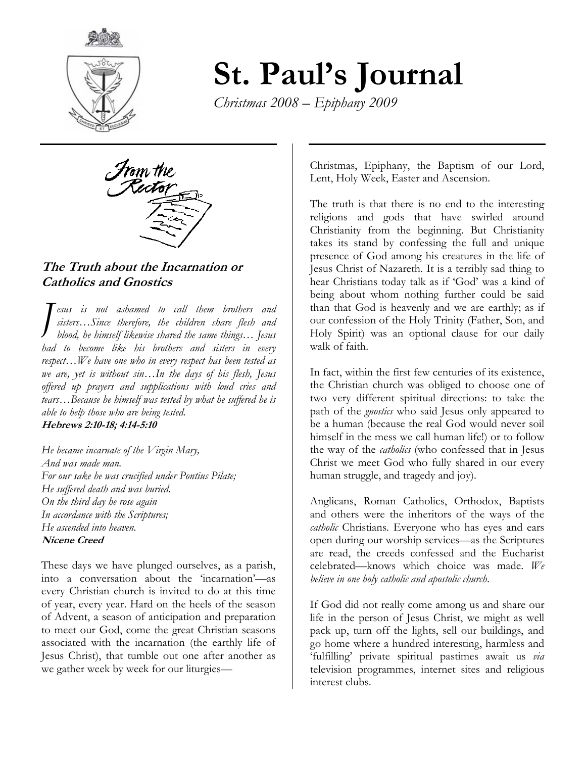# St. Paul's Journal

*Christmas 2008 – Epiphany 2009*

## From the Rector

### The Truth about the Incarnation or Catholics and Gnostics

*Jesus is not ashamed to call them brothers and sisters…Since therefore, the children share flesh and blood, he himself likewise shared the same things… Jesus had to become like his brothers and sisters in every respect…We have one who in every respect has been tested as we are, yet is without sin…In the days of his flesh, Jesus offered up prayers and supplications with loud cries and tears…Because he himself was tested by what he suffered he is able to help those who are being tested.*
**Hebrews 2:10-18; 4:14-5:10**

*He became incarnate of the Virgin Mary,*
*And was made man.*
*For our sake he was crucified under Pontius Pilate;*
*He suffered death and was buried.*
*On the third day he rose again*
*In accordance with the Scriptures;*
*He ascended into heaven.*
**Nicene Creed**

These days we have plunged ourselves, as a parish, into a conversation about the 'incarnation'—as every Christian church is invited to do at this time of year, every year. Hard on the heels of the season of Advent, a season of anticipation and preparation to meet our God, come the great Christian seasons associated with the incarnation (the earthly life of Jesus Christ), that tumble out one after another as we gather week by week for our liturgies—Christmas, Epiphany, the Baptism of our Lord, Lent, Holy Week, Easter and Ascension.

The truth is that there is no end to the interesting religions and gods that have swirled around Christianity from the beginning. But Christianity takes its stand by confessing the full and unique presence of God among his creatures in the life of Jesus Christ of Nazareth. It is a terribly sad thing to hear Christians today talk as if 'God' was a kind of being about whom nothing further could be said than that God is heavenly and we are earthly; as if our confession of the Holy Trinity (Father, Son, and Holy Spirit) was an optional clause for our daily walk of faith.

In fact, within the first few centuries of its existence, the Christian church was obliged to choose one of two very different spiritual directions: to take the path of the *gnostics* who said Jesus only appeared to be a human (because the real God would never soil himself in the mess we call human life!) or to follow the way of the *catholics* (who confessed that in Jesus Christ we meet God who fully shared in our every human struggle, and tragedy and joy).

Anglicans, Roman Catholics, Orthodox, Baptists and others were the inheritors of the ways of the *catholic* Christians. Everyone who has eyes and ears open during our worship services—as the Scriptures are read, the creeds confessed and the Eucharist celebrated—knows which choice was made. *We believe in one holy catholic and apostolic church.*

If God did not really come among us and share our life in the person of Jesus Christ, we might as well pack up, turn off the lights, sell our buildings, and go home where a hundred interesting, harmless and 'fulfilling' private spiritual pastimes await us *via* television programmes, internet sites and religious interest clubs.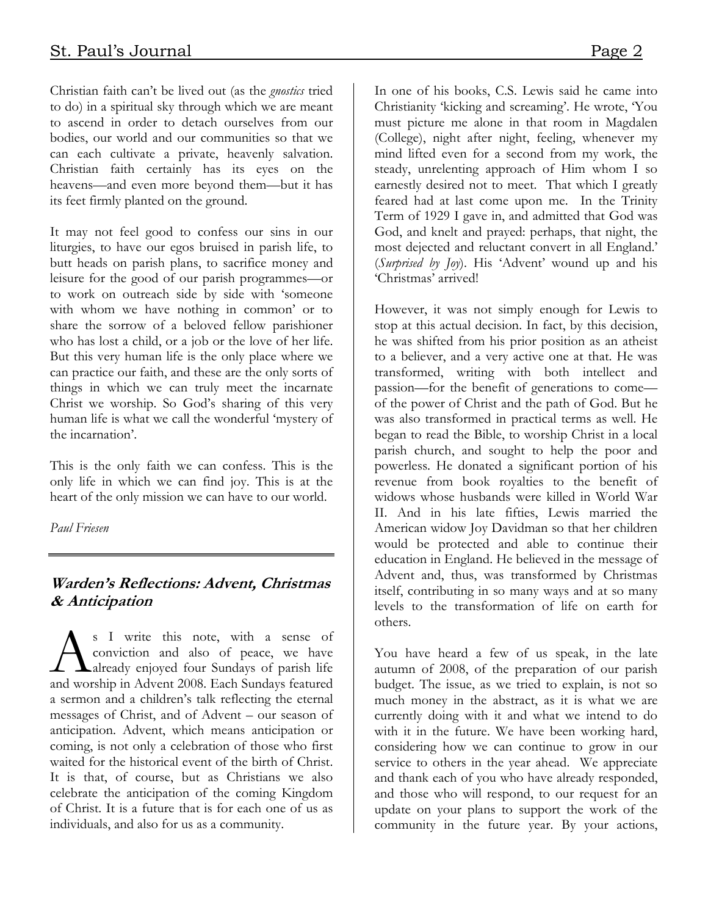Christian faith can't be lived out (as the *gnostics* tried to do) in a spiritual sky through which we are meant to ascend in order to detach ourselves from our bodies, our world and our communities so that we can each cultivate a private, heavenly salvation. Christian faith certainly has its eyes on the heavens—and even more beyond them—but it has its feet firmly planted on the ground.

It may not feel good to confess our sins in our liturgies, to have our egos bruised in parish life, to butt heads on parish plans, to sacrifice money and leisure for the good of our parish programmes—or to work on outreach side by side with 'someone with whom we have nothing in common' or to share the sorrow of a beloved fellow parishioner who has lost a child, or a job or the love of her life. But this very human life is the only place where we can practice our faith, and these are the only sorts of things in which we can truly meet the incarnate Christ we worship. So God's sharing of this very human life is what we call the wonderful 'mystery of the incarnation'.

This is the only faith we can confess. This is the only life in which we can find joy. This is at the heart of the only mission we can have to our world.

*Paul Friesen*

---

## *Warden's Reflections: Advent, Christmas & Anticipation*

As I write this note, with a sense of conviction and also of peace, we have already enjoyed four Sundays of parish life and worship in Advent 2008. Each Sundays featured a sermon and a children's talk reflecting the eternal messages of Christ, and of Advent – our season of anticipation. Advent, which means anticipation or coming, is not only a celebration of those who first waited for the historical event of the birth of Christ. It is that, of course, but as Christians we also celebrate the anticipation of the coming Kingdom of Christ. It is a future that is for each one of us as individuals, and also for us as a community.

In one of his books, C.S. Lewis said he came into Christianity 'kicking and screaming'. He wrote, 'You must picture me alone in that room in Magdalen (College), night after night, feeling, whenever my mind lifted even for a second from my work, the steady, unrelenting approach of Him whom I so earnestly desired not to meet. That which I greatly feared had at last come upon me. In the Trinity Term of 1929 I gave in, and admitted that God was God, and knelt and prayed: perhaps, that night, the most dejected and reluctant convert in all England.' (*Surprised by Joy*). His 'Advent' wound up and his 'Christmas' arrived!

However, it was not simply enough for Lewis to stop at this actual decision. In fact, by this decision, he was shifted from his prior position as an atheist to a believer, and a very active one at that. He was transformed, writing with both intellect and passion—for the benefit of generations to come—of the power of Christ and the path of God. But he was also transformed in practical terms as well. He began to read the Bible, to worship Christ in a local parish church, and sought to help the poor and powerless. He donated a significant portion of his revenue from book royalties to the benefit of widows whose husbands were killed in World War II. And in his late fifties, Lewis married the American widow Joy Davidman so that her children would be protected and able to continue their education in England. He believed in the message of Advent and, thus, was transformed by Christmas itself, contributing in so many ways and at so many levels to the transformation of life on earth for others.

You have heard a few of us speak, in the late autumn of 2008, of the preparation of our parish budget. The issue, as we tried to explain, is not so much money in the abstract, as it is what we are currently doing with it and what we intend to do with it in the future. We have been working hard, considering how we can continue to grow in our service to others in the year ahead. We appreciate and thank each of you who have already responded, and those who will respond, to our request for an update on your plans to support the work of the community in the future year. By your actions,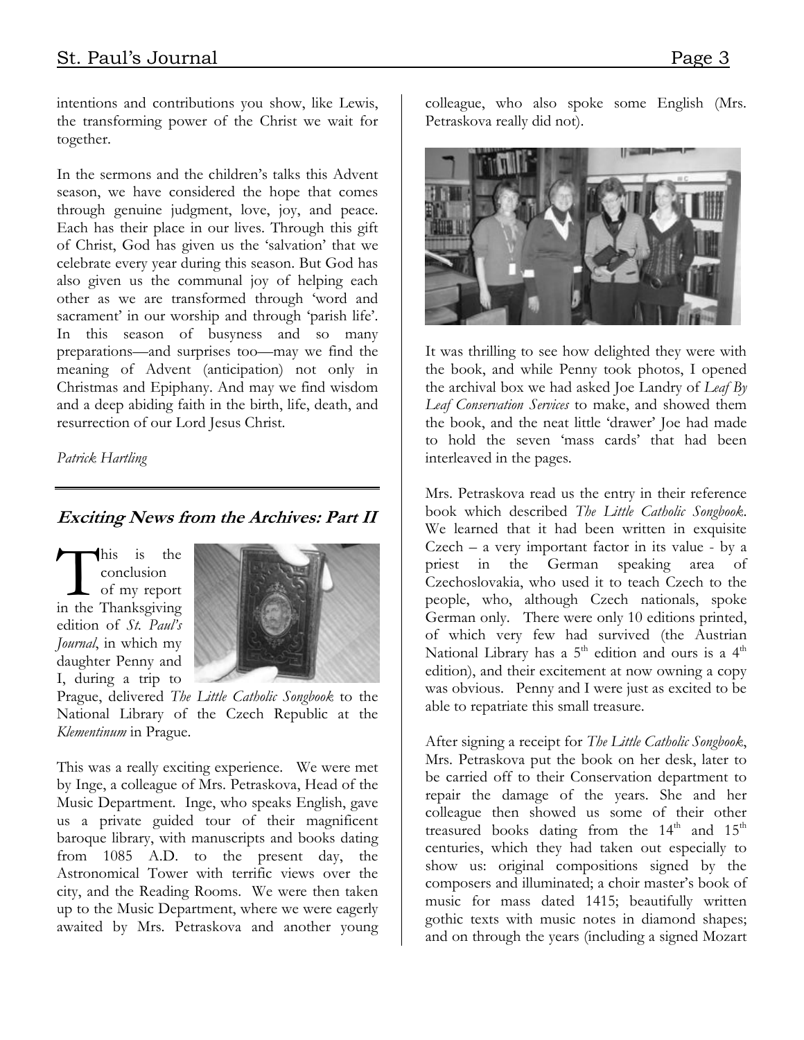intentions and contributions you show, like Lewis, the transforming power of the Christ we wait for together.

In the sermons and the children's talks this Advent season, we have considered the hope that comes through genuine judgment, love, joy, and peace. Each has their place in our lives. Through this gift of Christ, God has given us the 'salvation' that we celebrate every year during this season. But God has also given us the communal joy of helping each other as we are transformed through 'word and sacrament' in our worship and through 'parish life'. In this season of busyness and so many preparations—and surprises too—may we find the meaning of Advent (anticipation) not only in Christmas and Epiphany. And may we find wisdom and a deep abiding faith in the birth, life, death, and resurrection of our Lord Jesus Christ.

*Patrick Hartling*

---

## Exciting News from the Archives: Part II

This is the conclusion of my report in the Thanksgiving edition of *St. Paul's Journal*, in which my daughter Penny and I, during a trip to Prague, delivered *The Little Catholic Songbook* to the National Library of the Czech Republic at the *Klementinum* in Prague.

This was a really exciting experience. We were met by Inge, a colleague of Mrs. Petraskova, Head of the Music Department. Inge, who speaks English, gave us a private guided tour of their magnificent baroque library, with manuscripts and books dating from 1085 A.D. to the present day, the Astronomical Tower with terrific views over the city, and the Reading Rooms. We were then taken up to the Music Department, where we were eagerly awaited by Mrs. Petraskova and another young colleague, who also spoke some English (Mrs. Petraskova really did not).

It was thrilling to see how delighted they were with the book, and while Penny took photos, I opened the archival box we had asked Joe Landry of *Leaf By Leaf Conservation Services* to make, and showed them the book, and the neat little 'drawer' Joe had made to hold the seven 'mass cards' that had been interleaved in the pages.

Mrs. Petraskova read us the entry in their reference book which described *The Little Catholic Songbook*. We learned that it had been written in exquisite Czech – a very important factor in its value - by a priest in the German speaking area of Czechoslovakia, who used it to teach Czech to the people, who, although Czech nationals, spoke German only. There were only 10 editions printed, of which very few had survived (the Austrian National Library has a 5th edition and ours is a 4th edition), and their excitement at now owning a copy was obvious. Penny and I were just as excited to be able to repatriate this small treasure.

After signing a receipt for *The Little Catholic Songbook*, Mrs. Petraskova put the book on her desk, later to be carried off to their Conservation department to repair the damage of the years. She and her colleague then showed us some of their other treasured books dating from the 14th and 15th centuries, which they had taken out especially to show us: original compositions signed by the composers and illuminated; a choir master's book of music for mass dated 1415; beautifully written gothic texts with music notes in diamond shapes; and on through the years (including a signed Mozart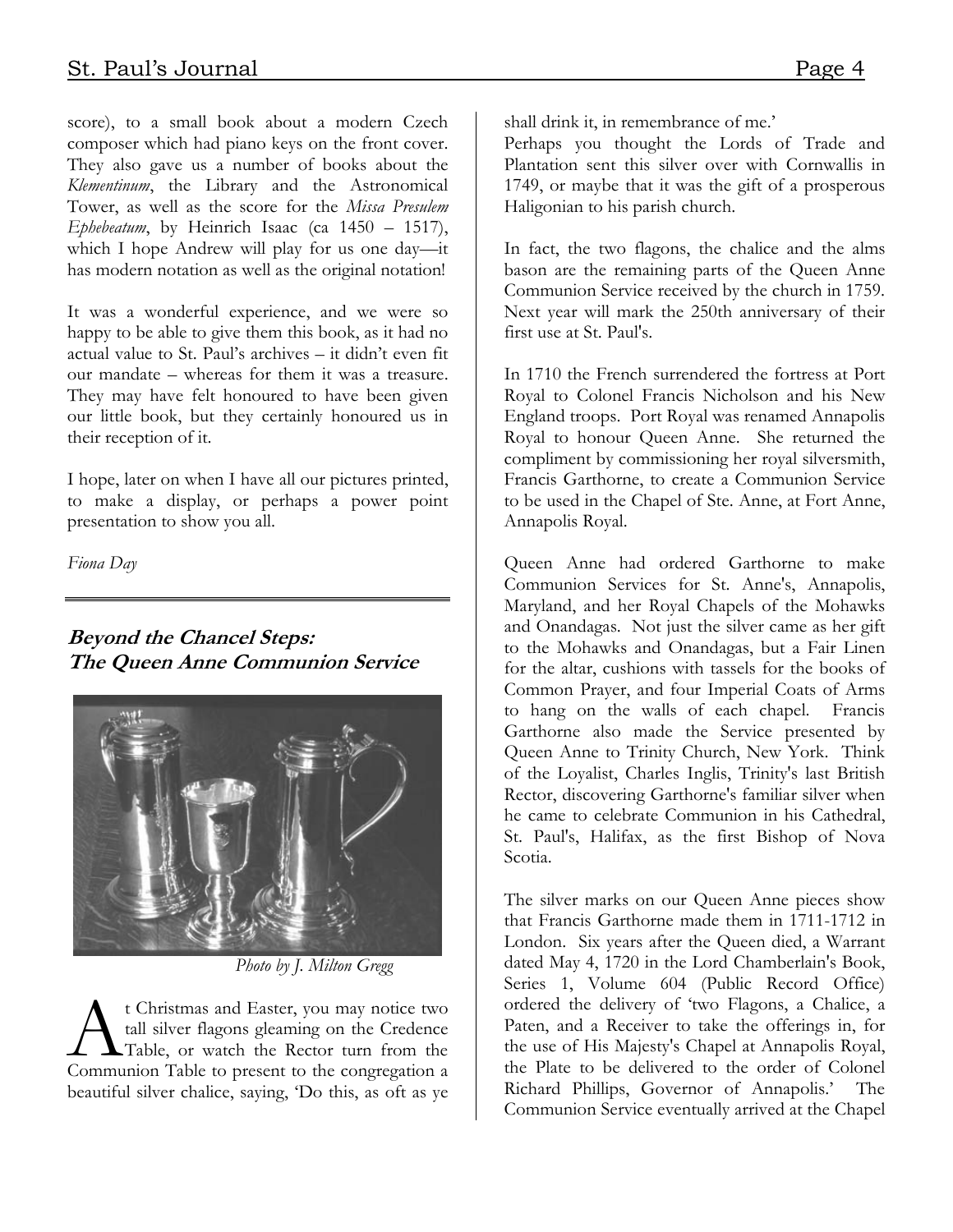score), to a small book about a modern Czech composer which had piano keys on the front cover. They also gave us a number of books about the *Klementinum*, the Library and the Astronomical Tower, as well as the score for the *Missa Presulem Ephebeatum*, by Heinrich Isaac (ca 1450 – 1517), which I hope Andrew will play for us one day—it has modern notation as well as the original notation!

It was a wonderful experience, and we were so happy to be able to give them this book, as it had no actual value to St. Paul's archives – it didn't even fit our mandate – whereas for them it was a treasure. They may have felt honoured to have been given our little book, but they certainly honoured us in their reception of it.

I hope, later on when I have all our pictures printed, to make a display, or perhaps a power point presentation to show you all.

*Fiona Day*

---

## *Beyond the Chancel Steps: The Queen Anne Communion Service*

*Photo by J. Milton Gregg*

At Christmas and Easter, you may notice two tall silver flagons gleaming on the Credence Table, or watch the Rector turn from the Communion Table to present to the congregation a beautiful silver chalice, saying, 'Do this, as oft as ye shall drink it, in remembrance of me.'

Perhaps you thought the Lords of Trade and Plantation sent this silver over with Cornwallis in 1749, or maybe that it was the gift of a prosperous Haligonian to his parish church.

In fact, the two flagons, the chalice and the alms bason are the remaining parts of the Queen Anne Communion Service received by the church in 1759. Next year will mark the 250th anniversary of their first use at St. Paul's.

In 1710 the French surrendered the fortress at Port Royal to Colonel Francis Nicholson and his New England troops. Port Royal was renamed Annapolis Royal to honour Queen Anne. She returned the compliment by commissioning her royal silversmith, Francis Garthorne, to create a Communion Service to be used in the Chapel of Ste. Anne, at Fort Anne, Annapolis Royal.

Queen Anne had ordered Garthorne to make Communion Services for St. Anne's, Annapolis, Maryland, and her Royal Chapels of the Mohawks and Onandagas. Not just the silver came as her gift to the Mohawks and Onandagas, but a Fair Linen for the altar, cushions with tassels for the books of Common Prayer, and four Imperial Coats of Arms to hang on the walls of each chapel. Francis Garthorne also made the Service presented by Queen Anne to Trinity Church, New York. Think of the Loyalist, Charles Inglis, Trinity's last British Rector, discovering Garthorne's familiar silver when he came to celebrate Communion in his Cathedral, St. Paul's, Halifax, as the first Bishop of Nova Scotia.

The silver marks on our Queen Anne pieces show that Francis Garthorne made them in 1711-1712 in London. Six years after the Queen died, a Warrant dated May 4, 1720 in the Lord Chamberlain's Book, Series 1, Volume 604 (Public Record Office) ordered the delivery of 'two Flagons, a Chalice, a Paten, and a Receiver to take the offerings in, for the use of His Majesty's Chapel at Annapolis Royal, the Plate to be delivered to the order of Colonel Richard Phillips, Governor of Annapolis.' The Communion Service eventually arrived at the Chapel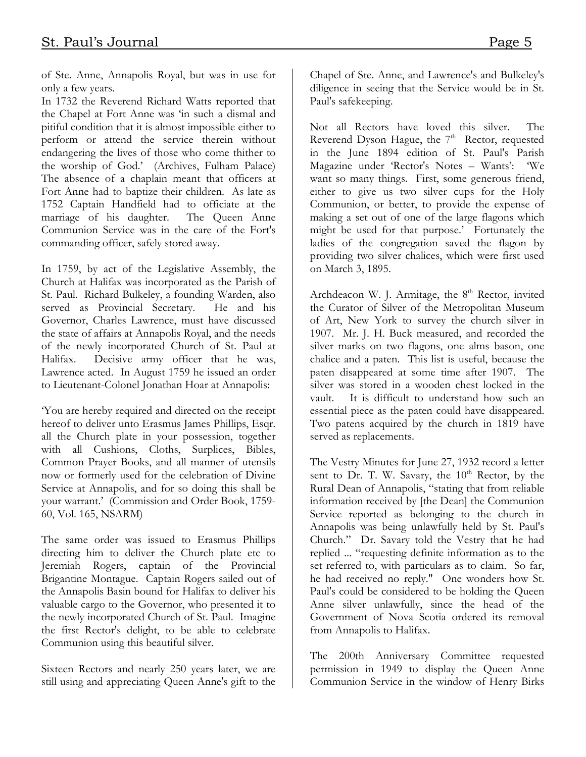of Ste. Anne, Annapolis Royal, but was in use for only a few years.

In 1732 the Reverend Richard Watts reported that the Chapel at Fort Anne was 'in such a dismal and pitiful condition that it is almost impossible either to perform or attend the service therein without endangering the lives of those who come thither to the worship of God.' (Archives, Fulham Palace) The absence of a chaplain meant that officers at Fort Anne had to baptize their children. As late as 1752 Captain Handfield had to officiate at the marriage of his daughter. The Queen Anne Communion Service was in the care of the Fort's commanding officer, safely stored away.

In 1759, by act of the Legislative Assembly, the Church at Halifax was incorporated as the Parish of St. Paul. Richard Bulkeley, a founding Warden, also served as Provincial Secretary. He and his Governor, Charles Lawrence, must have discussed the state of affairs at Annapolis Royal, and the needs of the newly incorporated Church of St. Paul at Halifax. Decisive army officer that he was, Lawrence acted. In August 1759 he issued an order to Lieutenant-Colonel Jonathan Hoar at Annapolis:

'You are hereby required and directed on the receipt hereof to deliver unto Erasmus James Phillips, Esqr. all the Church plate in your possession, together with all Cushions, Cloths, Surplices, Bibles, Common Prayer Books, and all manner of utensils now or formerly used for the celebration of Divine Service at Annapolis, and for so doing this shall be your warrant.' (Commission and Order Book, 1759-60, Vol. 165, NSARM)

The same order was issued to Erasmus Phillips directing him to deliver the Church plate etc to Jeremiah Rogers, captain of the Provincial Brigantine Montague. Captain Rogers sailed out of the Annapolis Basin bound for Halifax to deliver his valuable cargo to the Governor, who presented it to the newly incorporated Church of St. Paul. Imagine the first Rector's delight, to be able to celebrate Communion using this beautiful silver.

Sixteen Rectors and nearly 250 years later, we are still using and appreciating Queen Anne's gift to the Chapel of Ste. Anne, and Lawrence's and Bulkeley's diligence in seeing that the Service would be in St. Paul's safekeeping.

Not all Rectors have loved this silver. The Reverend Dyson Hague, the 7th Rector, requested in the June 1894 edition of St. Paul's Parish Magazine under 'Rector's Notes – Wants': 'We want so many things. First, some generous friend, either to give us two silver cups for the Holy Communion, or better, to provide the expense of making a set out of one of the large flagons which might be used for that purpose.' Fortunately the ladies of the congregation saved the flagon by providing two silver chalices, which were first used on March 3, 1895.

Archdeacon W. J. Armitage, the 8th Rector, invited the Curator of Silver of the Metropolitan Museum of Art, New York to survey the church silver in 1907. Mr. J. H. Buck measured, and recorded the silver marks on two flagons, one alms bason, one chalice and a paten. This list is useful, because the paten disappeared at some time after 1907. The silver was stored in a wooden chest locked in the vault. It is difficult to understand how such an essential piece as the paten could have disappeared. Two patens acquired by the church in 1819 have served as replacements.

The Vestry Minutes for June 27, 1932 record a letter sent to Dr. T. W. Savary, the 10th Rector, by the Rural Dean of Annapolis, "stating that from reliable information received by [the Dean] the Communion Service reported as belonging to the church in Annapolis was being unlawfully held by St. Paul's Church." Dr. Savary told the Vestry that he had replied ... "requesting definite information as to the set referred to, with particulars as to claim. So far, he had received no reply." One wonders how St. Paul's could be considered to be holding the Queen Anne silver unlawfully, since the head of the Government of Nova Scotia ordered its removal from Annapolis to Halifax.

The 200th Anniversary Committee requested permission in 1949 to display the Queen Anne Communion Service in the window of Henry Birks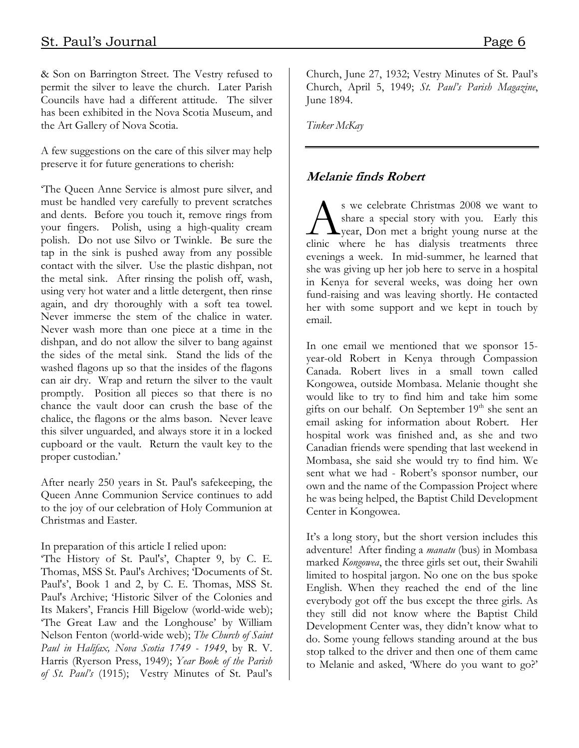& Son on Barrington Street. The Vestry refused to permit the silver to leave the church. Later Parish Councils have had a different attitude. The silver has been exhibited in the Nova Scotia Museum, and the Art Gallery of Nova Scotia.

A few suggestions on the care of this silver may help preserve it for future generations to cherish:

'The Queen Anne Service is almost pure silver, and must be handled very carefully to prevent scratches and dents. Before you touch it, remove rings from your fingers. Polish, using a high-quality cream polish. Do not use Silvo or Twinkle. Be sure the tap in the sink is pushed away from any possible contact with the silver. Use the plastic dishpan, not the metal sink. After rinsing the polish off, wash, using very hot water and a little detergent, then rinse again, and dry thoroughly with a soft tea towel. Never immerse the stem of the chalice in water. Never wash more than one piece at a time in the dishpan, and do not allow the silver to bang against the sides of the metal sink. Stand the lids of the washed flagons up so that the insides of the flagons can air dry. Wrap and return the silver to the vault promptly. Position all pieces so that there is no chance the vault door can crush the base of the chalice, the flagons or the alms bason. Never leave this silver unguarded, and always store it in a locked cupboard or the vault. Return the vault key to the proper custodian.'

After nearly 250 years in St. Paul's safekeeping, the Queen Anne Communion Service continues to add to the joy of our celebration of Holy Communion at Christmas and Easter.

In preparation of this article I relied upon:
'The History of St. Paul's', Chapter 9, by C. E. Thomas, MSS St. Paul's Archives; 'Documents of St. Paul's', Book 1 and 2, by C. E. Thomas, MSS St. Paul's Archive; 'Historic Silver of the Colonies and Its Makers', Francis Hill Bigelow (world-wide web); 'The Great Law and the Longhouse' by William Nelson Fenton (world-wide web); *The Church of Saint Paul in Halifax, Nova Scotia 1749 - 1949*, by R. V. Harris (Ryerson Press, 1949); *Year Book of the Parish of St. Paul's* (1915); Vestry Minutes of St. Paul's Church, June 27, 1932; Vestry Minutes of St. Paul's Church, April 5, 1949; *St. Paul's Parish Magazine*, June 1894.

*Tinker McKay*

---

## *Melanie finds Robert*

As we celebrate Christmas 2008 we want to share a special story with you. Early this year, Don met a bright young nurse at the clinic where he has dialysis treatments three evenings a week. In mid-summer, he learned that she was giving up her job here to serve in a hospital in Kenya for several weeks, was doing her own fund-raising and was leaving shortly. He contacted her with some support and we kept in touch by email.

In one email we mentioned that we sponsor 15-year-old Robert in Kenya through Compassion Canada. Robert lives in a small town called Kongowea, outside Mombasa. Melanie thought she would like to try to find him and take him some gifts on our behalf. On September 19th she sent an email asking for information about Robert. Her hospital work was finished and, as she and two Canadian friends were spending that last weekend in Mombasa, she said she would try to find him. We sent what we had - Robert's sponsor number, our own and the name of the Compassion Project where he was being helped, the Baptist Child Development Center in Kongowea.

It's a long story, but the short version includes this adventure! After finding a *manatu* (bus) in Mombasa marked *Kongowea*, the three girls set out, their Swahili limited to hospital jargon. No one on the bus spoke English. When they reached the end of the line everybody got off the bus except the three girls. As they still did not know where the Baptist Child Development Center was, they didn't know what to do. Some young fellows standing around at the bus stop talked to the driver and then one of them came to Melanie and asked, 'Where do you want to go?'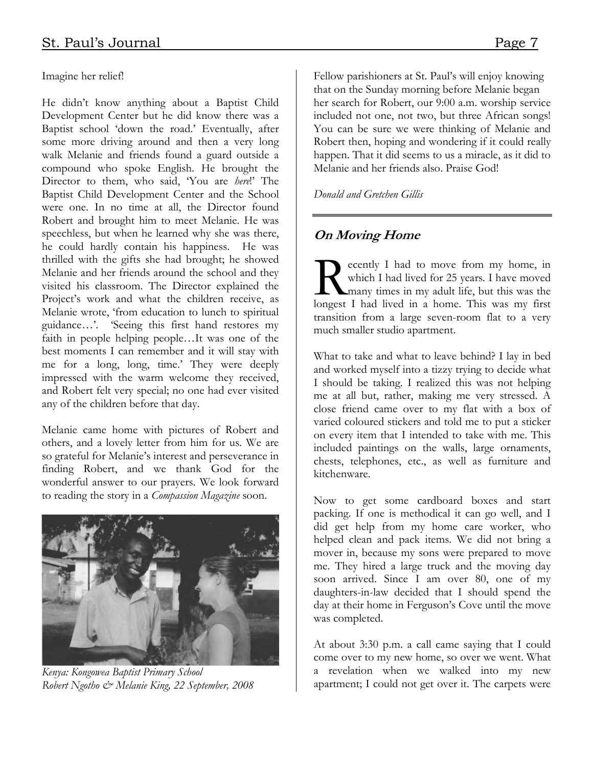Imagine her relief!

He didn't know anything about a Baptist Child Development Center but he did know there was a Baptist school 'down the road.' Eventually, after some more driving around and then a very long walk Melanie and friends found a guard outside a compound who spoke English. He brought the Director to them, who said, 'You are *here*!' The Baptist Child Development Center and the School were one. In no time at all, the Director found Robert and brought him to meet Melanie. He was speechless, but when he learned why she was there, he could hardly contain his happiness. He was thrilled with the gifts she had brought; he showed Melanie and her friends around the school and they visited his classroom. The Director explained the Project's work and what the children receive, as Melanie wrote, 'from education to lunch to spiritual guidance…'. 'Seeing this first hand restores my faith in people helping people…It was one of the best moments I can remember and it will stay with me for a long, long, time.' They were deeply impressed with the warm welcome they received, and Robert felt very special; no one had ever visited any of the children before that day.

Melanie came home with pictures of Robert and others, and a lovely letter from him for us. We are so grateful for Melanie's interest and perseverance in finding Robert, and we thank God for the wonderful answer to our prayers. We look forward to reading the story in a *Compassion Magazine* soon.

*Kenya: Kongowea Baptist Primary School*
*Robert Ngotho & Melanie King, 22 September, 2008*

Fellow parishioners at St. Paul's will enjoy knowing that on the Sunday morning before Melanie began her search for Robert, our 9:00 a.m. worship service included not one, not two, but three African songs! You can be sure we were thinking of Melanie and Robert then, hoping and wondering if it could really happen. That it did seems to us a miracle, as it did to Melanie and her friends also. Praise God!

*Donald and Gretchen Gillis*

---

## On Moving Home

Recently I had to move from my home, in which I had lived for 25 years. I have moved many times in my adult life, but this was the longest I had lived in a home. This was my first transition from a large seven-room flat to a very much smaller studio apartment.

What to take and what to leave behind? I lay in bed and worked myself into a tizzy trying to decide what I should be taking. I realized this was not helping me at all but, rather, making me very stressed. A close friend came over to my flat with a box of varied coloured stickers and told me to put a sticker on every item that I intended to take with me. This included paintings on the walls, large ornaments, chests, telephones, etc., as well as furniture and kitchenware.

Now to get some cardboard boxes and start packing. If one is methodical it can go well, and I did get help from my home care worker, who helped clean and pack items. We did not bring a mover in, because my sons were prepared to move me. They hired a large truck and the moving day soon arrived. Since I am over 80, one of my daughters-in-law decided that I should spend the day at their home in Ferguson's Cove until the move was completed.

At about 3:30 p.m. a call came saying that I could come over to my new home, so over we went. What a revelation when we walked into my new apartment; I could not get over it. The carpets were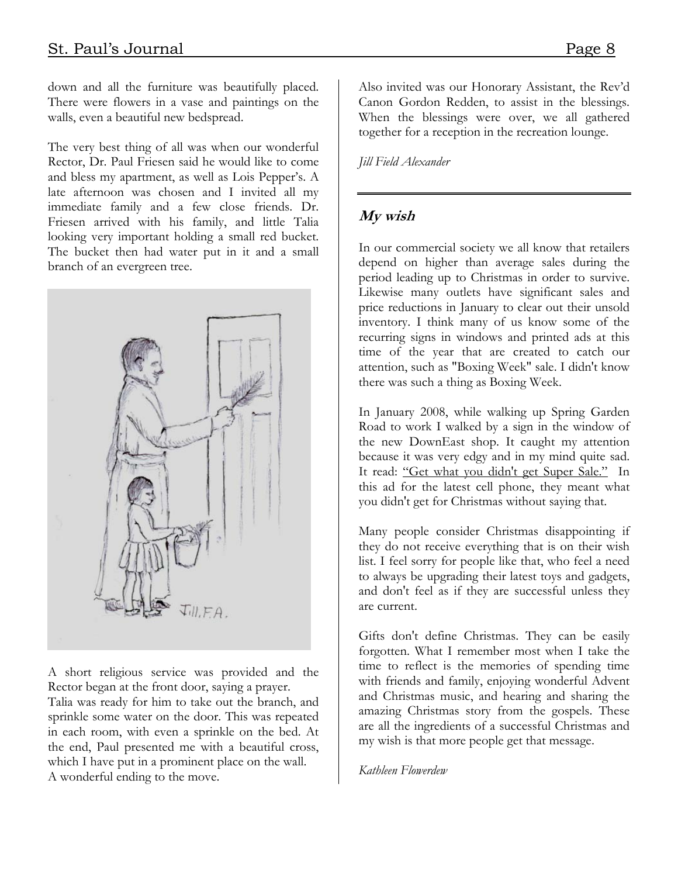down and all the furniture was beautifully placed. There were flowers in a vase and paintings on the walls, even a beautiful new bedspread.

The very best thing of all was when our wonderful Rector, Dr. Paul Friesen said he would like to come and bless my apartment, as well as Lois Pepper's. A late afternoon was chosen and I invited all my immediate family and a few close friends. Dr. Friesen arrived with his family, and little Talia looking very important holding a small red bucket. The bucket then had water put in it and a small branch of an evergreen tree.

A short religious service was provided and the Rector began at the front door, saying a prayer. Talia was ready for him to take out the branch, and sprinkle some water on the door. This was repeated in each room, with even a sprinkle on the bed. At the end, Paul presented me with a beautiful cross, which I have put in a prominent place on the wall. A wonderful ending to the move.

Also invited was our Honorary Assistant, the Rev'd Canon Gordon Redden, to assist in the blessings. When the blessings were over, we all gathered together for a reception in the recreation lounge.

*Jill Field Alexander*

---

## My wish

In our commercial society we all know that retailers depend on higher than average sales during the period leading up to Christmas in order to survive. Likewise many outlets have significant sales and price reductions in January to clear out their unsold inventory. I think many of us know some of the recurring signs in windows and printed ads at this time of the year that are created to catch our attention, such as "Boxing Week" sale. I didn't know there was such a thing as Boxing Week.

In January 2008, while walking up Spring Garden Road to work I walked by a sign in the window of the new DownEast shop. It caught my attention because it was very edgy and in my mind quite sad. It read: "Get what you didn't get Super Sale." In this ad for the latest cell phone, they meant what you didn't get for Christmas without saying that.

Many people consider Christmas disappointing if they do not receive everything that is on their wish list. I feel sorry for people like that, who feel a need to always be upgrading their latest toys and gadgets, and don't feel as if they are successful unless they are current.

Gifts don't define Christmas. They can be easily forgotten. What I remember most when I take the time to reflect is the memories of spending time with friends and family, enjoying wonderful Advent and Christmas music, and hearing and sharing the amazing Christmas story from the gospels. These are all the ingredients of a successful Christmas and my wish is that more people get that message.

*Kathleen Flowerdew*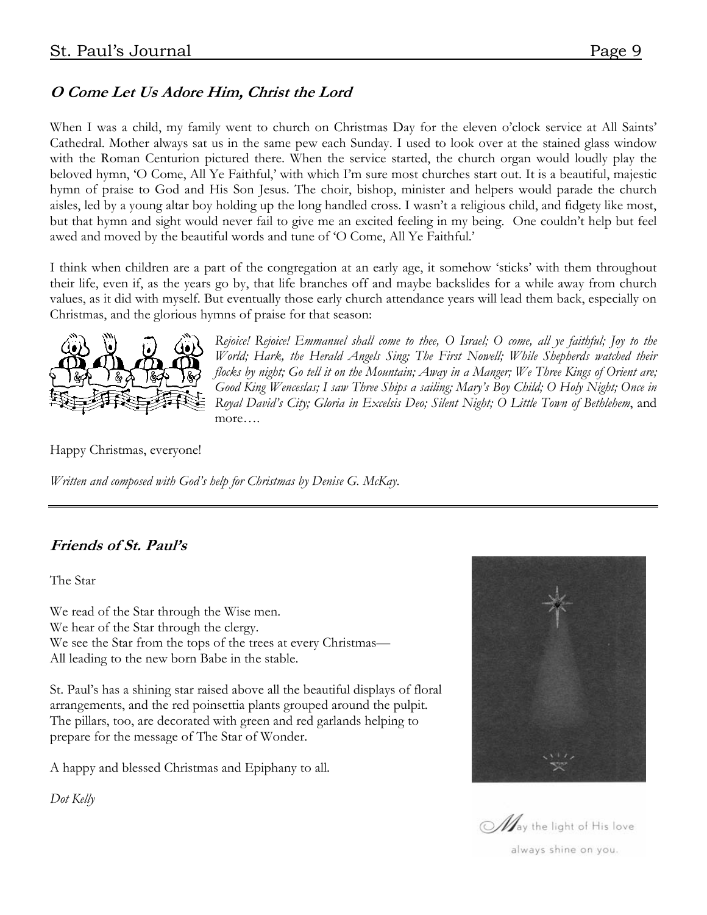## *O Come Let Us Adore Him, Christ the Lord*

When I was a child, my family went to church on Christmas Day for the eleven o'clock service at All Saints' Cathedral. Mother always sat us in the same pew each Sunday. I used to look over at the stained glass window with the Roman Centurion pictured there. When the service started, the church organ would loudly play the beloved hymn, 'O Come, All Ye Faithful,' with which I'm sure most churches start out. It is a beautiful, majestic hymn of praise to God and His Son Jesus. The choir, bishop, minister and helpers would parade the church aisles, led by a young altar boy holding up the long handled cross. I wasn't a religious child, and fidgety like most, but that hymn and sight would never fail to give me an excited feeling in my being. One couldn't help but feel awed and moved by the beautiful words and tune of 'O Come, All Ye Faithful.'

I think when children are a part of the congregation at an early age, it somehow 'sticks' with them throughout their life, even if, as the years go by, that life branches off and maybe backslides for a while away from church values, as it did with myself. But eventually those early church attendance years will lead them back, especially on Christmas, and the glorious hymns of praise for that season:

*Rejoice! Rejoice! Emmanuel shall come to thee, O Israel; O come, all ye faithful; Joy to the World; Hark, the Herald Angels Sing; The First Nowell; While Shepherds watched their flocks by night; Go tell it on the Mountain; Away in a Manger; We Three Kings of Orient are; Good King Wenceslas; I saw Three Ships a sailing; Mary's Boy Child; O Holy Night; Once in Royal David's City; Gloria in Excelsis Deo; Silent Night; O Little Town of Bethlehem*, and more….

Happy Christmas, everyone!

*Written and composed with God's help for Christmas by Denise G. McKay.*

---

## *Friends of St. Paul's*

The Star

We read of the Star through the Wise men.  
We hear of the Star through the clergy.  
We see the Star from the tops of the trees at every Christmas—  
All leading to the new born Babe in the stable.

St. Paul's has a shining star raised above all the beautiful displays of floral arrangements, and the red poinsettia plants grouped around the pulpit. The pillars, too, are decorated with green and red garlands helping to prepare for the message of The Star of Wonder.

A happy and blessed Christmas and Epiphany to all.

*Dot Kelly*

May the light of His love always shine on you.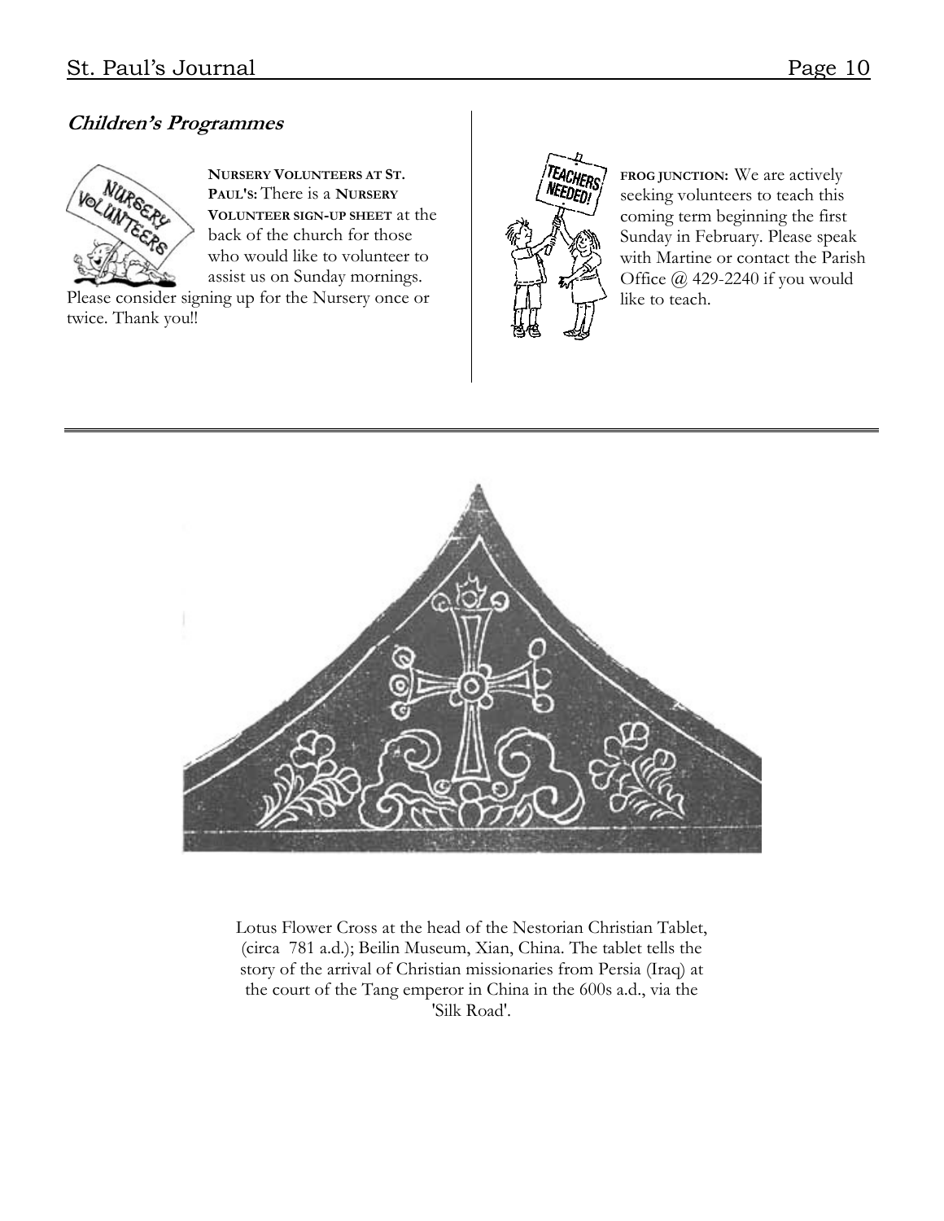### *Children's Programmes*

**NURSERY VOLUNTEERS AT ST. PAUL'S:** There is a **NURSERY VOLUNTEER SIGN-UP SHEET** at the back of the church for those who would like to volunteer to assist us on Sunday mornings. Please consider signing up for the Nursery once or twice. Thank you!!

**FROG JUNCTION:** We are actively seeking volunteers to teach this coming term beginning the first Sunday in February. Please speak with Martine or contact the Parish Office @ 429-2240 if you would like to teach.

---

Lotus Flower Cross at the head of the Nestorian Christian Tablet, (circa 781 a.d.); Beilin Museum, Xian, China. The tablet tells the story of the arrival of Christian missionaries from Persia (Iraq) at the court of the Tang emperor in China in the 600s a.d., via the 'Silk Road'.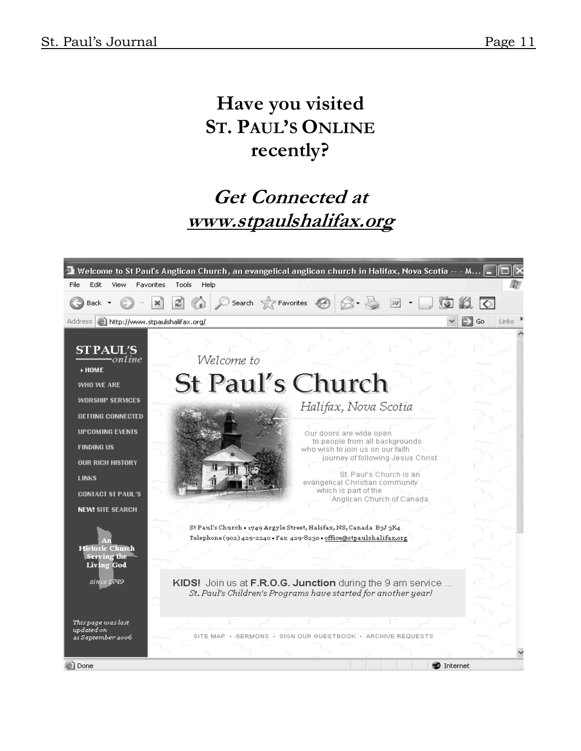# Have you visited ST. PAUL'S ONLINE recently?

## *Get Connected at* *www.stpaulshalifax.org*

Welcome to St Paul's Anglican Church, an evangelical anglican church in Halifax, Nova Scotia

Address http://www.stpaulshalifax.org/

**ST PAUL'S** *online*

- HOME
- WHO WE ARE
- WORSHIP SERVICES
- GETTING CONNECTED
- UPCOMING EVENTS
- FINDING US
- OUR RICH HISTORY
- LINKS
- CONTACT ST PAUL'S
- NEW! SITE SEARCH

An Historic Church Serving the Living God

*since 1749*

*This page was last updated on 21 September 2006*

*Welcome to*

# St Paul's Church

*Halifax, Nova Scotia*

Our doors are wide open to people from all backgrounds who wish to join us on our faith journey of following Jesus Christ.

St. Paul's Church is an evangelical Christian community which is part of the Anglican Church of Canada.

St Paul's Church • 1749 Argyle Street, Halifax, NS, Canada B3J 3K4
Telephone (902) 429-2240 • Fax 429-8230 • office@stpaulshalifax.org

**KIDS!** Join us at **F.R.O.G. Junction** during the 9 am service ...
*St. Paul's Children's Programs have started for another year!*

SITE MAP • SERMONS • SIGN OUR GUESTBOOK • ARCHIVE REQUESTS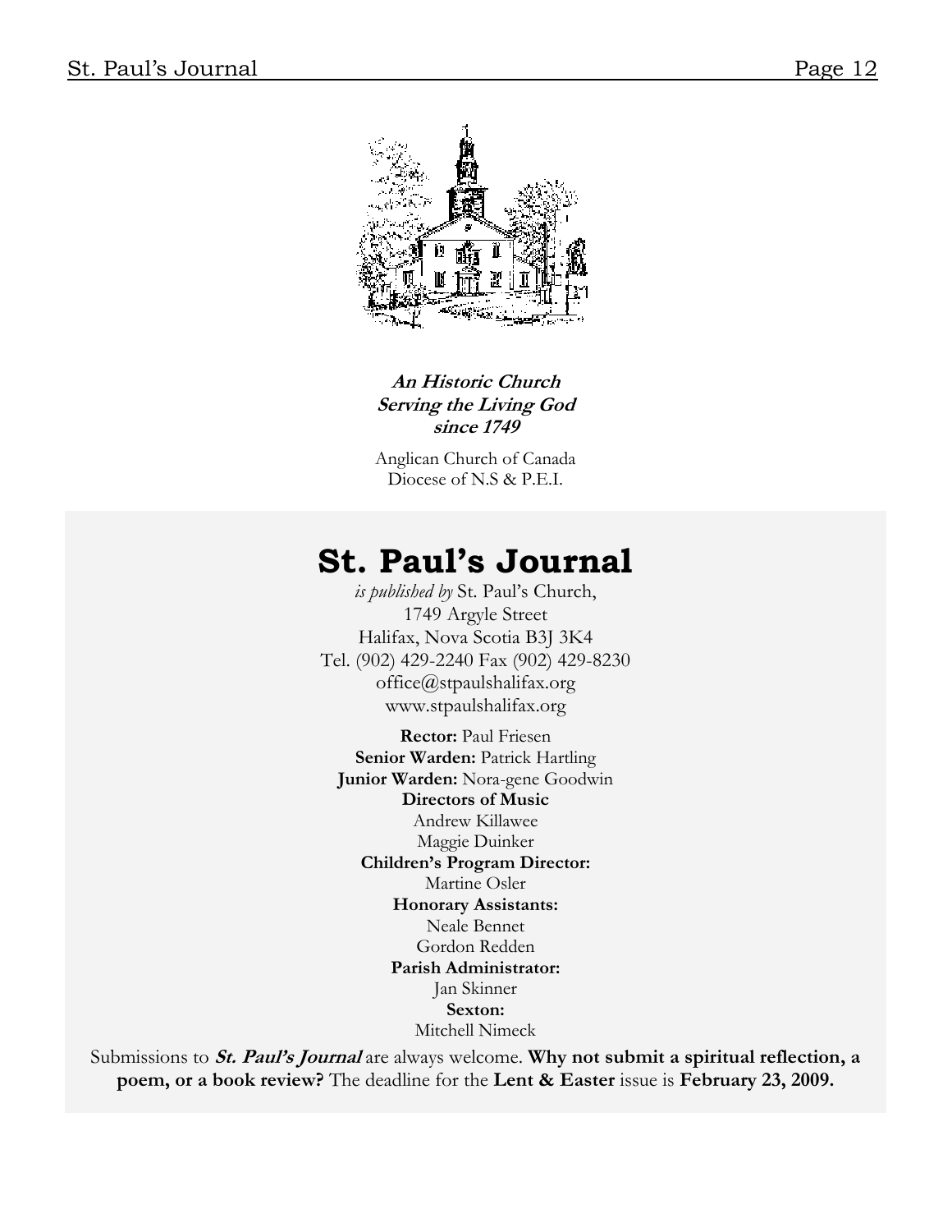***An Historic Church***
***Serving the Living God***
***since 1749***

Anglican Church of Canada
Diocese of N.S & P.E.I.

# St. Paul's Journal

*is published by* St. Paul's Church,
1749 Argyle Street
Halifax, Nova Scotia B3J 3K4
Tel. (902) 429-2240 Fax (902) 429-8230
office@stpaulshalifax.org
www.stpaulshalifax.org

**Rector:** Paul Friesen
**Senior Warden:** Patrick Hartling
**Junior Warden:** Nora-gene Goodwin
**Directors of Music**
Andrew Killawee
Maggie Duinker
**Children's Program Director:**
Martine Osler
**Honorary Assistants:**
Neale Bennet
Gordon Redden
**Parish Administrator:**
Jan Skinner
**Sexton:**
Mitchell Nimeck

Submissions to ***St. Paul's Journal*** are always welcome. **Why not submit a spiritual reflection, a poem, or a book review?** The deadline for the **Lent & Easter** issue is **February 23, 2009.**